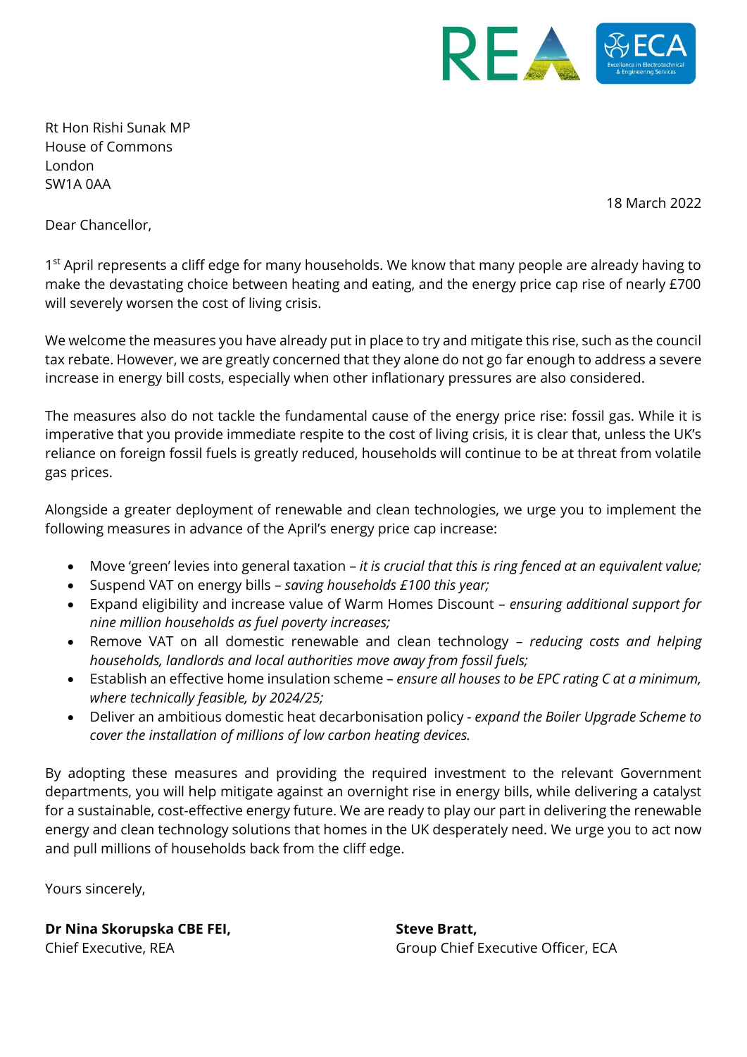Rt Hon Rishi Sunak MP
House of Commons
London
SW1A 0AA

18 March 2022

Dear Chancellor,

1st April represents a cliff edge for many households. We know that many people are already having to make the devastating choice between heating and eating, and the energy price cap rise of nearly £700 will severely worsen the cost of living crisis.

We welcome the measures you have already put in place to try and mitigate this rise, such as the council tax rebate. However, we are greatly concerned that they alone do not go far enough to address a severe increase in energy bill costs, especially when other inflationary pressures are also considered.

The measures also do not tackle the fundamental cause of the energy price rise: fossil gas. While it is imperative that you provide immediate respite to the cost of living crisis, it is clear that, unless the UK's reliance on foreign fossil fuels is greatly reduced, households will continue to be at threat from volatile gas prices.

Alongside a greater deployment of renewable and clean technologies, we urge you to implement the following measures in advance of the April's energy price cap increase:

- Move 'green' levies into general taxation – *it is crucial that this is ring fenced at an equivalent value;*
- Suspend VAT on energy bills – *saving households £100 this year;*
- Expand eligibility and increase value of Warm Homes Discount – *ensuring additional support for nine million households as fuel poverty increases;*
- Remove VAT on all domestic renewable and clean technology – *reducing costs and helping households, landlords and local authorities move away from fossil fuels;*
- Establish an effective home insulation scheme – *ensure all houses to be EPC rating C at a minimum, where technically feasible, by 2024/25;*
- Deliver an ambitious domestic heat decarbonisation policy - *expand the Boiler Upgrade Scheme to cover the installation of millions of low carbon heating devices.*

By adopting these measures and providing the required investment to the relevant Government departments, you will help mitigate against an overnight rise in energy bills, while delivering a catalyst for a sustainable, cost-effective energy future. We are ready to play our part in delivering the renewable energy and clean technology solutions that homes in the UK desperately need. We urge you to act now and pull millions of households back from the cliff edge.

Yours sincerely,

**Dr Nina Skorupska CBE FEI,**
Chief Executive, REA

**Steve Bratt,**
Group Chief Executive Officer, ECA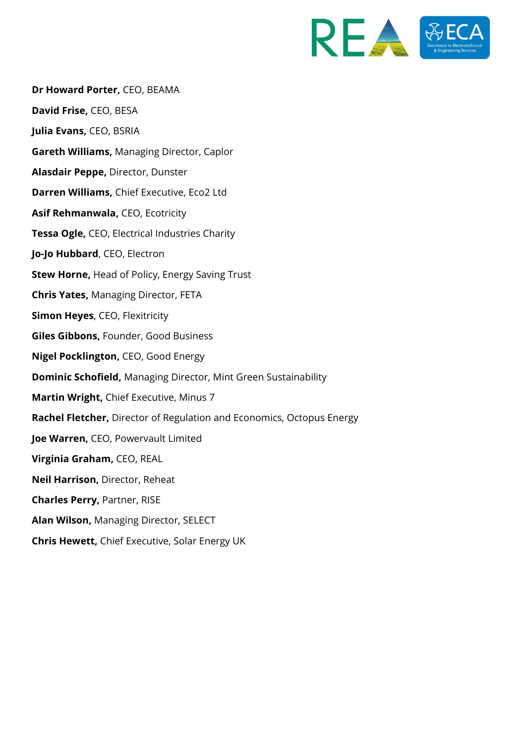**Dr Howard Porter,** CEO, BEAMA

**David Frise,** CEO, BESA

**Julia Evans,** CEO, BSRIA

**Gareth Williams,** Managing Director, Caplor

**Alasdair Peppe,** Director, Dunster

**Darren Williams,** Chief Executive, Eco2 Ltd

**Asif Rehmanwala,** CEO, Ecotricity

**Tessa Ogle,** CEO, Electrical Industries Charity

**Jo-Jo Hubbard**, CEO, Electron

**Stew Horne,** Head of Policy, Energy Saving Trust

**Chris Yates,** Managing Director, FETA

**Simon Heyes**, CEO, Flexitricity

**Giles Gibbons,** Founder, Good Business

**Nigel Pocklington,** CEO, Good Energy

**Dominic Schofield,** Managing Director, Mint Green Sustainability

**Martin Wright,** Chief Executive, Minus 7

**Rachel Fletcher,** Director of Regulation and Economics, Octopus Energy

**Joe Warren,** CEO, Powervault Limited

**Virginia Graham,** CEO, REAL

**Neil Harrison,** Director, Reheat

**Charles Perry,** Partner, RISE

**Alan Wilson,** Managing Director, SELECT

**Chris Hewett,** Chief Executive, Solar Energy UK